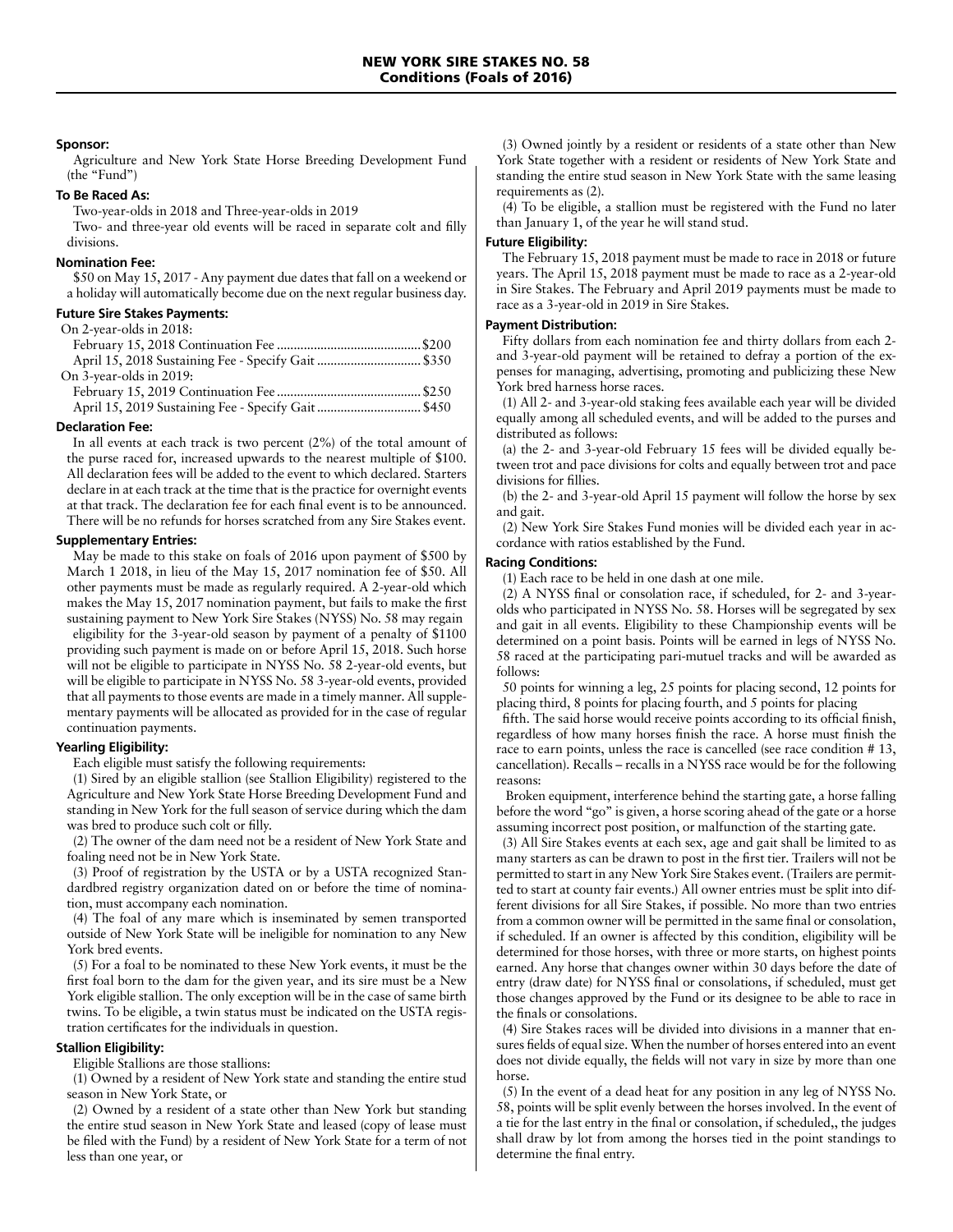# NEW YORK SIRE STAKES NO. 58
## Conditions (Foals of 2016)

**Sponsor:**

Agriculture and New York State Horse Breeding Development Fund (the "Fund")

**To Be Raced As:**

Two-year-olds in 2018 and Three-year-olds in 2019

Two- and three-year old events will be raced in separate colt and filly divisions.

**Nomination Fee:**

$50 on May 15, 2017 - Any payment due dates that fall on a weekend or a holiday will automatically become due on the next regular business day.

**Future Sire Stakes Payments:**

On 2-year-olds in 2018:
- February 15, 2018 Continuation Fee ........................................ $200
- April 15, 2018 Sustaining Fee - Specify Gait ............................ $350

On 3-year-olds in 2019:
- February 15, 2019 Continuation Fee ........................................ $250
- April 15, 2019 Sustaining Fee - Specify Gait ............................ $450

**Declaration Fee:**

In all events at each track is two percent (2%) of the total amount of the purse raced for, increased upwards to the nearest multiple of $100. All declaration fees will be added to the event to which declared. Starters declare in at each track at the time that is the practice for overnight events at that track. The declaration fee for each final event is to be announced. There will be no refunds for horses scratched from any Sire Stakes event.

**Supplementary Entries:**

May be made to this stake on foals of 2016 upon payment of $500 by March 1 2018, in lieu of the May 15, 2017 nomination fee of $50. All other payments must be made as regularly required. A 2-year-old which makes the May 15, 2017 nomination payment, but fails to make the first sustaining payment to New York Sire Stakes (NYSS) No. 58 may regain eligibility for the 3-year-old season by payment of a penalty of $1100 providing such payment is made on or before April 15, 2018. Such horse will not be eligible to participate in NYSS No. 58 2-year-old events, but will be eligible to participate in NYSS No. 58 3-year-old events, provided that all payments to those events are made in a timely manner. All supplementary payments will be allocated as provided for in the case of regular continuation payments.

**Yearling Eligibility:**

Each eligible must satisfy the following requirements:

(1) Sired by an eligible stallion (see Stallion Eligibility) registered to the Agriculture and New York State Horse Breeding Development Fund and standing in New York for the full season of service during which the dam was bred to produce such colt or filly.

(2) The owner of the dam need not be a resident of New York State and foaling need not be in New York State.

(3) Proof of registration by the USTA or by a USTA recognized Standardbred registry organization dated on or before the time of nomination, must accompany each nomination.

(4) The foal of any mare which is inseminated by semen transported outside of New York State will be ineligible for nomination to any New York bred events.

(5) For a foal to be nominated to these New York events, it must be the first foal born to the dam for the given year, and its sire must be a New York eligible stallion. The only exception will be in the case of same birth twins. To be eligible, a twin status must be indicated on the USTA registration certificates for the individuals in question.

**Stallion Eligibility:**

Eligible Stallions are those stallions:

(1) Owned by a resident of New York state and standing the entire stud season in New York State, or

(2) Owned by a resident of a state other than New York but standing the entire stud season in New York State and leased (copy of lease must be filed with the Fund) by a resident of New York State for a term of not less than one year, or

(3) Owned jointly by a resident or residents of a state other than New York State together with a resident or residents of New York State and standing the entire stud season in New York State with the same leasing requirements as (2).

(4) To be eligible, a stallion must be registered with the Fund no later than January 1, of the year he will stand stud.

**Future Eligibility:**

The February 15, 2018 payment must be made to race in 2018 or future years. The April 15, 2018 payment must be made to race as a 2-year-old in Sire Stakes. The February and April 2019 payments must be made to race as a 3-year-old in 2019 in Sire Stakes.

**Payment Distribution:**

Fifty dollars from each nomination fee and thirty dollars from each 2- and 3-year-old payment will be retained to defray a portion of the expenses for managing, advertising, promoting and publicizing these New York bred harness horse races.

(1) All 2- and 3-year-old staking fees available each year will be divided equally among all scheduled events, and will be added to the purses and distributed as follows:

(a) the 2- and 3-year-old February 15 fees will be divided equally between trot and pace divisions for colts and equally between trot and pace divisions for fillies.

(b) the 2- and 3-year-old April 15 payment will follow the horse by sex and gait.

(2) New York Sire Stakes Fund monies will be divided each year in accordance with ratios established by the Fund.

**Racing Conditions:**

(1) Each race to be held in one dash at one mile.

(2) A NYSS final or consolation race, if scheduled, for 2- and 3-year-olds who participated in NYSS No. 58. Horses will be segregated by sex and gait in all events. Eligibility to these Championship events will be determined on a point basis. Points will be earned in legs of NYSS No. 58 raced at the participating pari-mutuel tracks and will be awarded as follows:

50 points for winning a leg, 25 points for placing second, 12 points for placing third, 8 points for placing fourth, and 5 points for placing fifth. The said horse would receive points according to its official finish, regardless of how many horses finish the race. A horse must finish the race to earn points, unless the race is cancelled (see race condition # 13, cancellation). Recalls – recalls in a NYSS race would be for the following reasons:

Broken equipment, interference behind the starting gate, a horse falling before the word "go" is given, a horse scoring ahead of the gate or a horse assuming incorrect post position, or malfunction of the starting gate.

(3) All Sire Stakes events at each sex, age and gait shall be limited to as many starters as can be drawn to post in the first tier. Trailers will not be permitted to start in any New York Sire Stakes event. (Trailers are permitted to start at county fair events.) All owner entries must be split into different divisions for all Sire Stakes, if possible. No more than two entries from a common owner will be permitted in the same final or consolation, if scheduled. If an owner is affected by this condition, eligibility will be determined for those horses, with three or more starts, on highest points earned. Any horse that changes owner within 30 days before the date of entry (draw date) for NYSS final or consolations, if scheduled, must get those changes approved by the Fund or its designee to be able to race in the finals or consolations.

(4) Sire Stakes races will be divided into divisions in a manner that ensures fields of equal size. When the number of horses entered into an event does not divide equally, the fields will not vary in size by more than one horse.

(5) In the event of a dead heat for any position in any leg of NYSS No. 58, points will be split evenly between the horses involved. In the event of a tie for the last entry in the final or consolation, if scheduled,, the judges shall draw by lot from among the horses tied in the point standings to determine the final entry.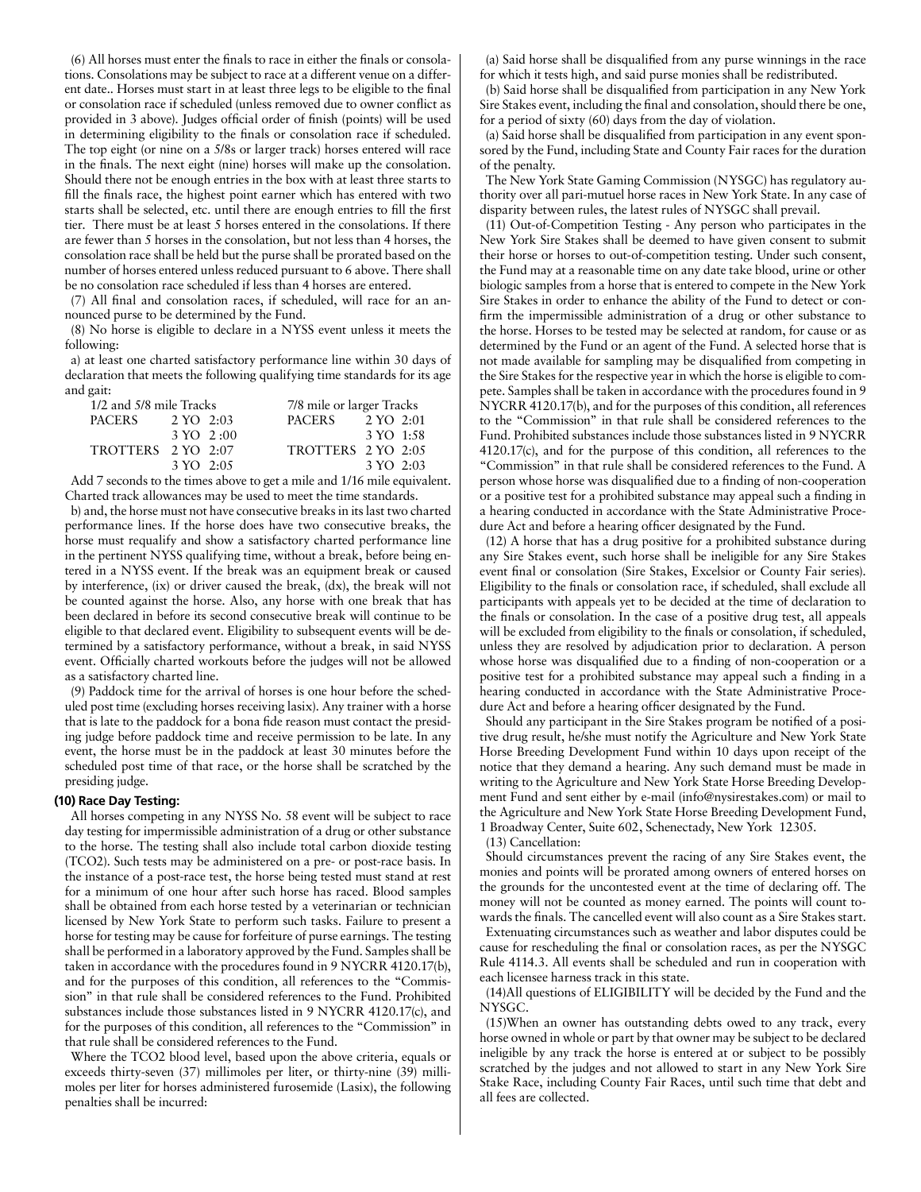(6) All horses must enter the finals to race in either the finals or consolations. Consolations may be subject to race at a different venue on a different date.. Horses must start in at least three legs to be eligible to the final or consolation race if scheduled (unless removed due to owner conflict as provided in 3 above). Judges official order of finish (points) will be used in determining eligibility to the finals or consolation race if scheduled. The top eight (or nine on a 5/8s or larger track) horses entered will race in the finals. The next eight (nine) horses will make up the consolation. Should there not be enough entries in the box with at least three starts to fill the finals race, the highest point earner which has entered with two starts shall be selected, etc. until there are enough entries to fill the first tier. There must be at least 5 horses entered in the consolations. If there are fewer than 5 horses in the consolation, but not less than 4 horses, the consolation race shall be held but the purse shall be prorated based on the number of horses entered unless reduced pursuant to 6 above. There shall be no consolation race scheduled if less than 4 horses are entered.

(7) All final and consolation races, if scheduled, will race for an announced purse to be determined by the Fund.

(8) No horse is eligible to declare in a NYSS event unless it meets the following:

a) at least one charted satisfactory performance line within 30 days of declaration that meets the following qualifying time standards for its age and gait:

| 1/2 and 5/8 mile Tracks | | | 7/8 mile or larger Tracks | | |
|---|---|---|---|---|---|
| PACERS | 2 YO | 2:03 | PACERS | 2 YO | 2:01 |
| | 3 YO | 2 :00 | | 3 YO | 1:58 |
| TROTTERS | 2 YO | 2:07 | TROTTERS | 2 YO | 2:05 |
| | 3 YO | 2:05 | | 3 YO | 2:03 |

Add 7 seconds to the times above to get a mile and 1/16 mile equivalent. Charted track allowances may be used to meet the time standards.

b) and, the horse must not have consecutive breaks in its last two charted performance lines. If the horse does have two consecutive breaks, the horse must requalify and show a satisfactory charted performance line in the pertinent NYSS qualifying time, without a break, before being entered in a NYSS event. If the break was an equipment break or caused by interference, (ix) or driver caused the break, (dx), the break will not be counted against the horse. Also, any horse with one break that has been declared in before its second consecutive break will continue to be eligible to that declared event. Eligibility to subsequent events will be determined by a satisfactory performance, without a break, in said NYSS event. Officially charted workouts before the judges will not be allowed as a satisfactory charted line.

(9) Paddock time for the arrival of horses is one hour before the scheduled post time (excluding horses receiving lasix). Any trainer with a horse that is late to the paddock for a bona fide reason must contact the presiding judge before paddock time and receive permission to be late. In any event, the horse must be in the paddock at least 30 minutes before the scheduled post time of that race, or the horse shall be scratched by the presiding judge.

**(10) Race Day Testing:**

All horses competing in any NYSS No. 58 event will be subject to race day testing for impermissible administration of a drug or other substance to the horse. The testing shall also include total carbon dioxide testing (TCO2). Such tests may be administered on a pre- or post-race basis. In the instance of a post-race test, the horse being tested must stand at rest for a minimum of one hour after such horse has raced. Blood samples shall be obtained from each horse tested by a veterinarian or technician licensed by New York State to perform such tasks. Failure to present a horse for testing may be cause for forfeiture of purse earnings. The testing shall be performed in a laboratory approved by the Fund. Samples shall be taken in accordance with the procedures found in 9 NYCRR 4120.17(b), and for the purposes of this condition, all references to the "Commission" in that rule shall be considered references to the Fund. Prohibited substances include those substances listed in 9 NYCRR 4120.17(c), and for the purposes of this condition, all references to the "Commission" in that rule shall be considered references to the Fund.

Where the TCO2 blood level, based upon the above criteria, equals or exceeds thirty-seven (37) millimoles per liter, or thirty-nine (39) millimoles per liter for horses administered furosemide (Lasix), the following penalties shall be incurred:

(a) Said horse shall be disqualified from any purse winnings in the race for which it tests high, and said purse monies shall be redistributed.

(b) Said horse shall be disqualified from participation in any New York Sire Stakes event, including the final and consolation, should there be one, for a period of sixty (60) days from the day of violation.

(a) Said horse shall be disqualified from participation in any event sponsored by the Fund, including State and County Fair races for the duration of the penalty.

The New York State Gaming Commission (NYSGC) has regulatory authority over all pari-mutuel horse races in New York State. In any case of disparity between rules, the latest rules of NYSGC shall prevail.

(11) Out-of-Competition Testing - Any person who participates in the New York Sire Stakes shall be deemed to have given consent to submit their horse or horses to out-of-competition testing. Under such consent, the Fund may at a reasonable time on any date take blood, urine or other biologic samples from a horse that is entered to compete in the New York Sire Stakes in order to enhance the ability of the Fund to detect or confirm the impermissible administration of a drug or other substance to the horse. Horses to be tested may be selected at random, for cause or as determined by the Fund or an agent of the Fund. A selected horse that is not made available for sampling may be disqualified from competing in the Sire Stakes for the respective year in which the horse is eligible to compete. Samples shall be taken in accordance with the procedures found in 9 NYCRR 4120.17(b), and for the purposes of this condition, all references to the "Commission" in that rule shall be considered references to the Fund. Prohibited substances include those substances listed in 9 NYCRR 4120.17(c), and for the purpose of this condition, all references to the "Commission" in that rule shall be considered references to the Fund. A person whose horse was disqualified due to a finding of non-cooperation or a positive test for a prohibited substance may appeal such a finding in a hearing conducted in accordance with the State Administrative Procedure Act and before a hearing officer designated by the Fund.

(12) A horse that has a drug positive for a prohibited substance during any Sire Stakes event, such horse shall be ineligible for any Sire Stakes event final or consolation (Sire Stakes, Excelsior or County Fair series). Eligibility to the finals or consolation race, if scheduled, shall exclude all participants with appeals yet to be decided at the time of declaration to the finals or consolation. In the case of a positive drug test, all appeals will be excluded from eligibility to the finals or consolation, if scheduled, unless they are resolved by adjudication prior to declaration. A person whose horse was disqualified due to a finding of non-cooperation or a positive test for a prohibited substance may appeal such a finding in a hearing conducted in accordance with the State Administrative Procedure Act and before a hearing officer designated by the Fund.

Should any participant in the Sire Stakes program be notified of a positive drug result, he/she must notify the Agriculture and New York State Horse Breeding Development Fund within 10 days upon receipt of the notice that they demand a hearing. Any such demand must be made in writing to the Agriculture and New York State Horse Breeding Development Fund and sent either by e-mail (info@nysirestakes.com) or mail to the Agriculture and New York State Horse Breeding Development Fund, 1 Broadway Center, Suite 602, Schenectady, New York 12305.

(13) Cancellation:

Should circumstances prevent the racing of any Sire Stakes event, the monies and points will be prorated among owners of entered horses on the grounds for the uncontested event at the time of declaring off. The money will not be counted as money earned. The points will count towards the finals. The cancelled event will also count as a Sire Stakes start.

Extenuating circumstances such as weather and labor disputes could be cause for rescheduling the final or consolation races, as per the NYSGC Rule 4114.3. All events shall be scheduled and run in cooperation with each licensee harness track in this state.

(14)All questions of ELIGIBILITY will be decided by the Fund and the NYSGC.

(15)When an owner has outstanding debts owed to any track, every horse owned in whole or part by that owner may be subject to be declared ineligible by any track the horse is entered at or subject to be possibly scratched by the judges and not allowed to start in any New York Sire Stake Race, including County Fair Races, until such time that debt and all fees are collected.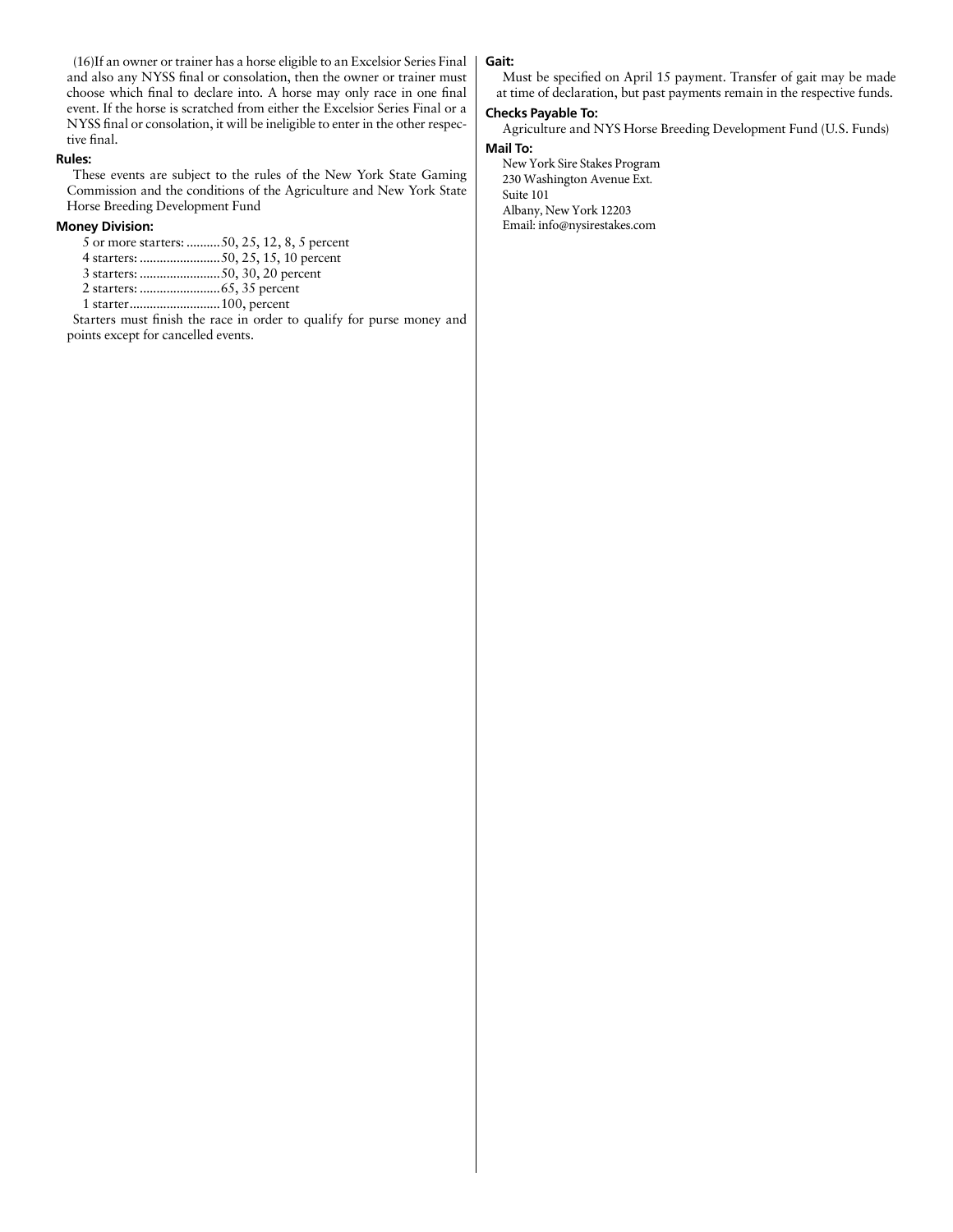(16)If an owner or trainer has a horse eligible to an Excelsior Series Final and also any NYSS final or consolation, then the owner or trainer must choose which final to declare into. A horse may only race in one final event. If the horse is scratched from either the Excelsior Series Final or a NYSS final or consolation, it will be ineligible to enter in the other respective final.

**Rules:**

These events are subject to the rules of the New York State Gaming Commission and the conditions of the Agriculture and New York State Horse Breeding Development Fund

**Money Division:**

5 or more starters: ..........50, 25, 12, 8, 5 percent
4 starters: ........................50, 25, 15, 10 percent
3 starters: ........................50, 30, 20 percent
2 starters: ........................65, 35 percent
1 starter...........................100, percent

Starters must finish the race in order to qualify for purse money and points except for cancelled events.

**Gait:**

Must be specified on April 15 payment. Transfer of gait may be made at time of declaration, but past payments remain in the respective funds.

**Checks Payable To:**

Agriculture and NYS Horse Breeding Development Fund (U.S. Funds)

**Mail To:**

New York Sire Stakes Program
230 Washington Avenue Ext.
Suite 101
Albany, New York 12203
Email: info@nysirestakes.com